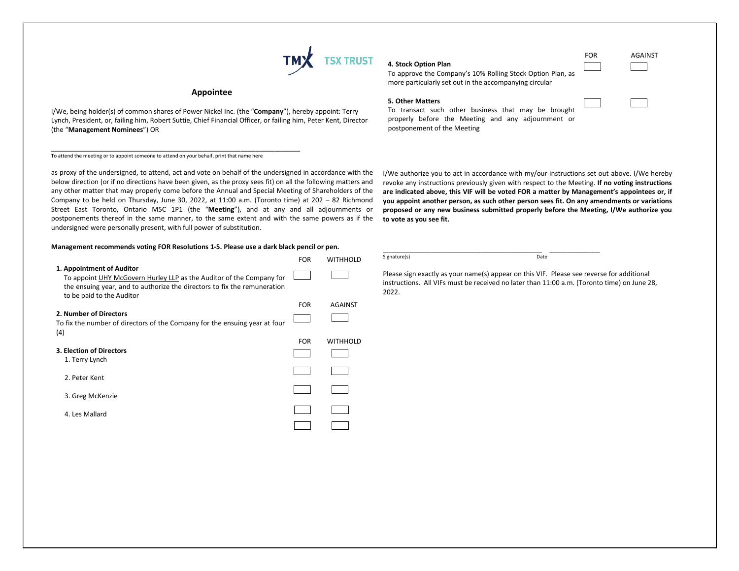TMX TSX TRUST

## Appointee

I/We, being holder(s) of common shares of Power Nickel Inc. (the "**Company**"), hereby appoint: Terry Lynch, President, or, failing him, Robert Suttie, Chief Financial Officer, or failing him, Peter Kent, Director (the "**Management Nominees**") OR

______________________________________________________________________

To attend the meeting or to appoint someone to attend on your behalf, print that name here

as proxy of the undersigned, to attend, act and vote on behalf of the undersigned in accordance with the below direction (or if no directions have been given, as the proxy sees fit) on all the following matters and any other matter that may properly come before the Annual and Special Meeting of Shareholders of the Company to be held on Thursday, June 30, 2022, at 11:00 a.m. (Toronto time) at 202 – 82 Richmond Street East Toronto, Ontario M5C 1P1 (the "**Meeting**"), and at any and all adjournments or postponements thereof in the same manner, to the same extent and with the same powers as if the undersigned were personally present, with full power of substitution.

**Management recommends voting FOR Resolutions 1-5. Please use a dark black pencil or pen.**

| | FOR | WITHHOLD |
|---|---|---|
| **1. Appointment of Auditor** To appoint UHY McGovern Hurley LLP as the Auditor of the Company for the ensuing year, and to authorize the directors to fix the remuneration to be paid to the Auditor | ☐ | ☐ |

| | FOR | AGAINST |
|---|---|---|
| **2. Number of Directors** To fix the number of directors of the Company for the ensuing year at four (4) | ☐ | ☐ |

| **3. Election of Directors** | FOR | WITHHOLD |
|---|---|---|
| 1. Terry Lynch | ☐ | ☐ |
| 2. Peter Kent | ☐ | ☐ |
| 3. Greg McKenzie | ☐ | ☐ |
| 4. Les Mallard | ☐ | ☐ |
| | ☐ | ☐ |

| | FOR | AGAINST |
|---|---|---|
| **4. Stock Option Plan** To approve the Company's 10% Rolling Stock Option Plan, as more particularly set out in the accompanying circular | ☐ | ☐ |
| **5. Other Matters** To transact such other business that may be brought properly before the Meeting and any adjournment or postponement of the Meeting | ☐ | ☐ |

I/We authorize you to act in accordance with my/our instructions set out above. I/We hereby revoke any instructions previously given with respect to the Meeting. **If no voting instructions are indicated above, this VIF will be voted FOR a matter by Management's appointees or, if you appoint another person, as such other person sees fit. On any amendments or variations proposed or any new business submitted properly before the Meeting, I/We authorize you to vote as you see fit.**

______________________________________________ _______________

Signature(s) Date

Please sign exactly as your name(s) appear on this VIF. Please see reverse for additional instructions. All VIFs must be received no later than 11:00 a.m. (Toronto time) on June 28, 2022.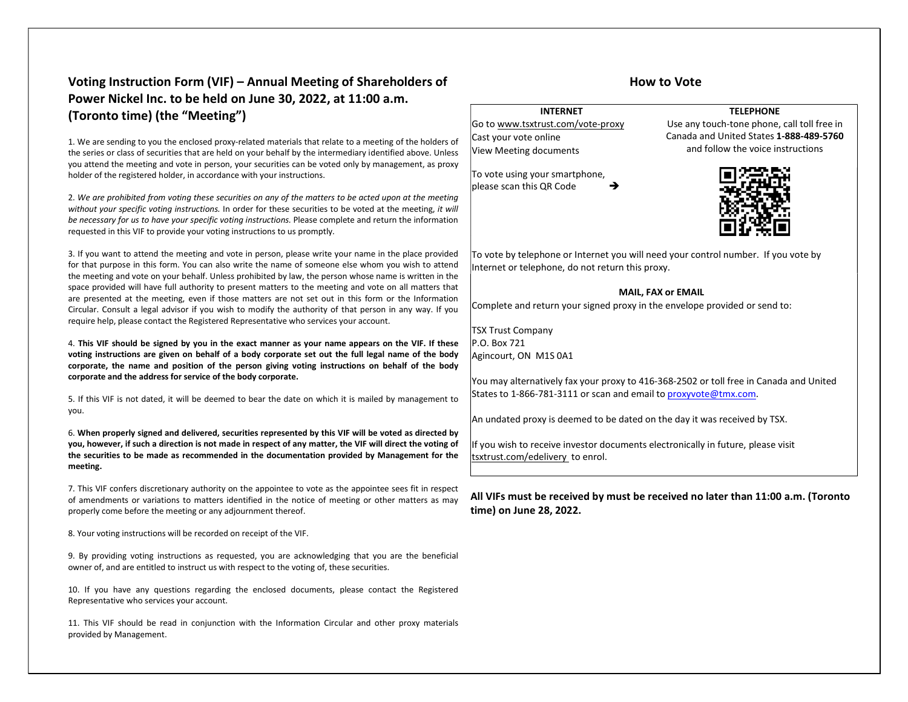## Voting Instruction Form (VIF) – Annual Meeting of Shareholders of Power Nickel Inc. to be held on June 30, 2022, at 11:00 a.m. (Toronto time) (the "Meeting")

1. We are sending to you the enclosed proxy-related materials that relate to a meeting of the holders of the series or class of securities that are held on your behalf by the intermediary identified above. Unless you attend the meeting and vote in person, your securities can be voted only by management, as proxy holder of the registered holder, in accordance with your instructions.

2. *We are prohibited from voting these securities on any of the matters to be acted upon at the meeting without your specific voting instructions.* In order for these securities to be voted at the meeting, *it will be necessary for us to have your specific voting instructions.* Please complete and return the information requested in this VIF to provide your voting instructions to us promptly.

3. If you want to attend the meeting and vote in person, please write your name in the place provided for that purpose in this form. You can also write the name of someone else whom you wish to attend the meeting and vote on your behalf. Unless prohibited by law, the person whose name is written in the space provided will have full authority to present matters to the meeting and vote on all matters that are presented at the meeting, even if those matters are not set out in this form or the Information Circular. Consult a legal advisor if you wish to modify the authority of that person in any way. If you require help, please contact the Registered Representative who services your account.

4. **This VIF should be signed by you in the exact manner as your name appears on the VIF. If these voting instructions are given on behalf of a body corporate set out the full legal name of the body corporate, the name and position of the person giving voting instructions on behalf of the body corporate and the address for service of the body corporate.**

5. If this VIF is not dated, it will be deemed to bear the date on which it is mailed by management to you.

6. **When properly signed and delivered, securities represented by this VIF will be voted as directed by you, however, if such a direction is not made in respect of any matter, the VIF will direct the voting of the securities to be made as recommended in the documentation provided by Management for the meeting.**

7. This VIF confers discretionary authority on the appointee to vote as the appointee sees fit in respect of amendments or variations to matters identified in the notice of meeting or other matters as may properly come before the meeting or any adjournment thereof.

8. Your voting instructions will be recorded on receipt of the VIF.

9. By providing voting instructions as requested, you are acknowledging that you are the beneficial owner of, and are entitled to instruct us with respect to the voting of, these securities.

10. If you have any questions regarding the enclosed documents, please contact the Registered Representative who services your account.

11. This VIF should be read in conjunction with the Information Circular and other proxy materials provided by Management.

## How to Vote

**INTERNET**

Go to www.tsxtrust.com/vote-proxy
Cast your vote online
View Meeting documents

To vote using your smartphone, please scan this QR Code ➔

**TELEPHONE**

Use any touch-tone phone, call toll free in Canada and United States **1-888-489-5760** and follow the voice instructions

To vote by telephone or Internet you will need your control number. If you vote by Internet or telephone, do not return this proxy.

**MAIL, FAX or EMAIL**

Complete and return your signed proxy in the envelope provided or send to:

TSX Trust Company
P.O. Box 721
Agincourt, ON M1S 0A1

You may alternatively fax your proxy to 416-368-2502 or toll free in Canada and United States to 1-866-781-3111 or scan and email to proxyvote@tmx.com.

An undated proxy is deemed to be dated on the day it was received by TSX.

If you wish to receive investor documents electronically in future, please visit tsxtrust.com/edelivery to enrol.

**All VIFs must be received by must be received no later than 11:00 a.m. (Toronto time) on June 28, 2022.**